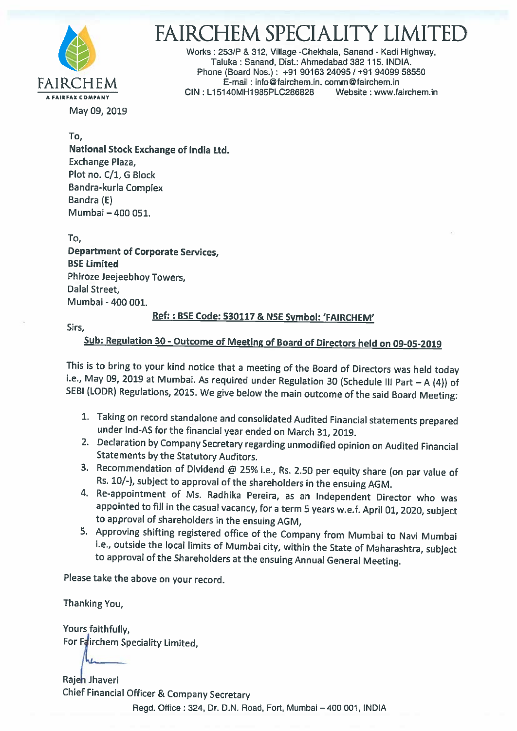# FAIRCHEM SPECIALITY LIMITED

FAIRCHEM
A FAIRFAX COMPANY

Works : 253/P & 312, Village -Chekhala, Sanand - Kadi Highway,
Taluka : Sanand, Dist.: Ahmedabad 382 115. INDIA.
Phone (Board Nos.) : +91 90163 24095 / +91 94099 58550
E-mail : info@fairchem.in, comm@fairchem.in
CIN : L15140MH1985PLC286828 Website : www.fairchem.in

May 09, 2019

To,
**National Stock Exchange of India Ltd.**
Exchange Plaza,
Plot no. C/1, G Block
Bandra-kurla Complex
Bandra (E)
Mumbai – 400 051.

To,
**Department of Corporate Services,**
**BSE Limited**
Phiroze Jeejeebhoy Towers,
Dalal Street,
Mumbai - 400 001.

**Ref: : BSE Code: 530117 & NSE Symbol: 'FAIRCHEM'**

Sirs,

**Sub: Regulation 30 - Outcome of Meeting of Board of Directors held on 09-05-2019**

This is to bring to your kind notice that a meeting of the Board of Directors was held today i.e., May 09, 2019 at Mumbai. As required under Regulation 30 (Schedule III Part – A (4)) of SEBI (LODR) Regulations, 2015. We give below the main outcome of the said Board Meeting:

1. Taking on record standalone and consolidated Audited Financial statements prepared under Ind-AS for the financial year ended on March 31, 2019.
2. Declaration by Company Secretary regarding unmodified opinion on Audited Financial Statements by the Statutory Auditors.
3. Recommendation of Dividend @ 25% i.e., Rs. 2.50 per equity share (on par value of Rs. 10/-), subject to approval of the shareholders in the ensuing AGM.
4. Re-appointment of Ms. Radhika Pereira, as an Independent Director who was appointed to fill in the casual vacancy, for a term 5 years w.e.f. April 01, 2020, subject to approval of shareholders in the ensuing AGM,
5. Approving shifting registered office of the Company from Mumbai to Navi Mumbai i.e., outside the local limits of Mumbai city, within the State of Maharashtra, subject to approval of the Shareholders at the ensuing Annual General Meeting.

Please take the above on your record.

Thanking You,

Yours faithfully,
For Fairchem Speciality Limited,

Rajen Jhaveri
Chief Financial Officer & Company Secretary

Regd. Office : 324, Dr. D.N. Road, Fort, Mumbai – 400 001, INDIA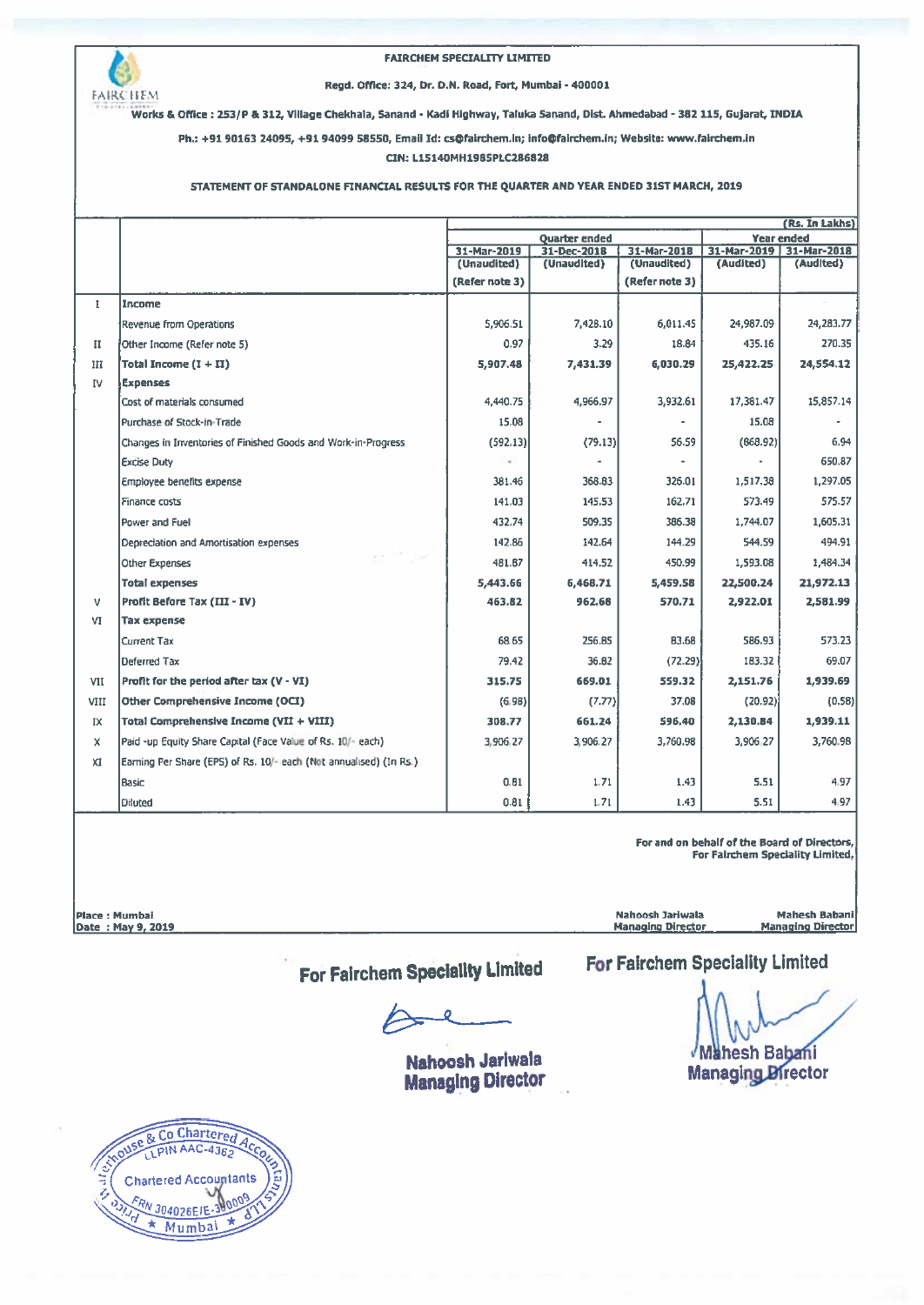**FAIRCHEM SPECIALITY LIMITED**

**Regd. Office: 324, Dr. D.N. Road, Fort, Mumbai - 400001**

**Works & Office : 253/P & 312, Village Chekhala, Sanand - Kadi Highway, Taluka Sanand, Dist. Ahmedabad - 382 115, Gujarat, INDIA**

**Ph.: +91 90163 24095, +91 94099 58550, Email Id: cs@fairchem.in; info@fairchem.in; Website: www.fairchem.in**

**CIN: L15140MH1985PLC286828**

**STATEMENT OF STANDALONE FINANCIAL RESULTS FOR THE QUARTER AND YEAR ENDED 31ST MARCH, 2019**

(Rs. In Lakhs)

| | | Quarter ended | | | Year ended | |
|---|---|---|---|---|---|---|
| | | 31-Mar-2019 (Unaudited) (Refer note 3) | 31-Dec-2018 (Unaudited) | 31-Mar-2018 (Unaudited) (Refer note 3) | 31-Mar-2019 (Audited) | 31-Mar-2018 (Audited) |
| I | **Income** | | | | | |
| | Revenue from Operations | 5,906.51 | 7,428.10 | 6,011.45 | 24,987.09 | 24,283.77 |
| II | Other Income (Refer note 5) | 0.97 | 3.29 | 18.84 | 435.16 | 270.35 |
| III | **Total Income (I + II)** | **5,907.48** | **7,431.39** | **6,030.29** | **25,422.25** | **24,554.12** |
| IV | **Expenses** | | | | | |
| | Cost of materials consumed | 4,440.75 | 4,966.97 | 3,932.61 | 17,381.47 | 15,857.14 |
| | Purchase of Stock-in-Trade | 15.08 | - | - | 15.08 | - |
| | Changes in Inventories of Finished Goods and Work-in-Progress | (592.13) | (79.13) | 56.59 | (868.92) | 6.94 |
| | Excise Duty | - | - | - | - | 650.87 |
| | Employee benefits expense | 381.46 | 368.83 | 326.01 | 1,517.38 | 1,297.05 |
| | Finance costs | 141.03 | 145.53 | 162.71 | 573.49 | 575.57 |
| | Power and Fuel | 432.74 | 509.35 | 386.38 | 1,744.07 | 1,605.31 |
| | Depreciation and Amortisation expenses | 142.86 | 142.64 | 144.29 | 544.59 | 494.91 |
| | Other Expenses | 481.87 | 414.52 | 450.99 | 1,593.08 | 1,484.34 |
| | **Total expenses** | **5,443.66** | **6,468.71** | **5,459.58** | **22,500.24** | **21,972.13** |
| V | **Profit Before Tax (III - IV)** | **463.82** | **962.68** | **570.71** | **2,922.01** | **2,581.99** |
| VI | **Tax expense** | | | | | |
| | Current Tax | 68.65 | 256.85 | 83.68 | 586.93 | 573.23 |
| | Deferred Tax | 79.42 | 36.82 | (72.29) | 183.32 | 69.07 |
| VII | **Profit for the period after tax (V - VI)** | **315.75** | **669.01** | **559.32** | **2,151.76** | **1,939.69** |
| VIII | **Other Comprehensive Income (OCI)** | (6.98) | (7.77) | 37.08 | (20.92) | (0.58) |
| IX | **Total Comprehensive Income (VII + VIII)** | **308.77** | **661.24** | **596.40** | **2,130.84** | **1,939.11** |
| X | Paid -up Equity Share Capital (Face Value of Rs. 10/- each) | 3,906.27 | 3,906.27 | 3,760.98 | 3,906.27 | 3,760.98 |
| XI | Earning Per Share (EPS) of Rs. 10/- each (Not annualised) (In Rs.) | | | | | |
| | Basic | 0.81 | 1.71 | 1.43 | 5.51 | 4.97 |
| | Diluted | 0.81 | 1.71 | 1.43 | 5.51 | 4.97 |

**For and on behalf of the Board of Directors,**
**For Fairchem Speciality Limited,**

**Place : Mumbai**
**Date : May 9, 2019**

**Nahoosh Jariwala**
**Managing Director**

**Mahesh Babani**
**Managing Director**

**For Fairchem Speciality Limited**

**Nahoosh Jariwala**
**Managing Director**

**For Fairchem Speciality Limited**

**Mahesh Babani**
**Managing Director**

Price Waterhouse & Co Chartered Accountants LLP
LLPIN AAC-4362
Chartered Accountants
FRN 304026E/E-300009
Mumbai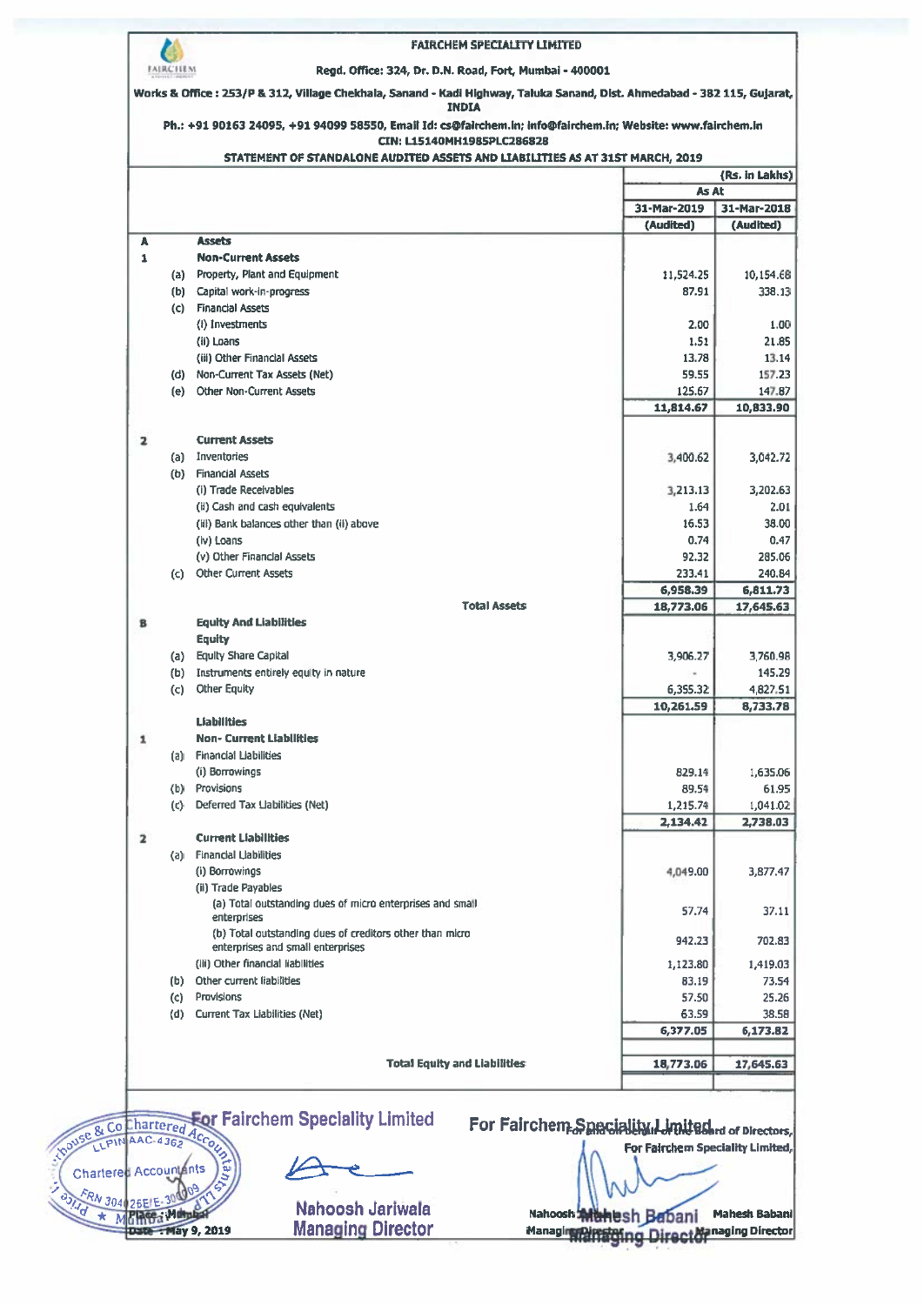**FAIRCHEM SPECIALITY LIMITED**

**Regd. Office: 324, Dr. D.N. Road, Fort, Mumbai - 400001**

**Works & Office : 253/P & 312, Village Chekhala, Sanand - Kadi Highway, Taluka Sanand, Dist. Ahmedabad - 382 115, Gujarat, INDIA**

**Ph.: +91 90163 24095, +91 94099 58550, Email Id: cs@fairchem.in; info@fairchem.in; Website: www.fairchem.in**

**CIN: L15140MH1985PLC286828**

**STATEMENT OF STANDALONE AUDITED ASSETS AND LIABILITIES AS AT 31ST MARCH, 2019**

(Rs. in Lakhs)

| | | | As At | |
|---|---|---|---|---|
| | | | 31-Mar-2019 (Audited) | 31-Mar-2018 (Audited) |
| **A** | | **Assets** | | |
| **1** | | **Non-Current Assets** | | |
| | (a) | Property, Plant and Equipment | 11,524.25 | 10,154.68 |
| | (b) | Capital work-in-progress | 87.91 | 338.13 |
| | (c) | Financial Assets | | |
| | | (i) Investments | 2.00 | 1.00 |
| | | (ii) Loans | 1.51 | 21.85 |
| | | (iii) Other Financial Assets | 13.78 | 13.14 |
| | (d) | Non-Current Tax Assets (Net) | 59.55 | 157.23 |
| | (e) | Other Non-Current Assets | 125.67 | 147.87 |
| | | | **11,814.67** | **10,833.90** |
| **2** | | **Current Assets** | | |
| | (a) | Inventories | 3,400.62 | 3,042.72 |
| | (b) | Financial Assets | | |
| | | (i) Trade Receivables | 3,213.13 | 3,202.63 |
| | | (ii) Cash and cash equivalents | 1.64 | 2.01 |
| | | (iii) Bank balances other than (ii) above | 16.53 | 38.00 |
| | | (iv) Loans | 0.74 | 0.47 |
| | | (v) Other Financial Assets | 92.32 | 285.06 |
| | (c) | Other Current Assets | 233.41 | 240.84 |
| | | | **6,958.39** | **6,811.73** |
| | | **Total Assets** | **18,773.06** | **17,645.63** |
| **B** | | **Equity And Liabilities** | | |
| | | **Equity** | | |
| | (a) | Equity Share Capital | 3,906.27 | 3,760.98 |
| | (b) | Instruments entirely equity in nature | - | 145.29 |
| | (c) | Other Equity | 6,355.32 | 4,827.51 |
| | | | **10,261.59** | **8,733.78** |
| | | **Liabilities** | | |
| **1** | | **Non- Current Liabilities** | | |
| | (a) | Financial Liabilities | | |
| | | (i) Borrowings | 829.14 | 1,635.06 |
| | (b) | Provisions | 89.54 | 61.95 |
| | (c) | Deferred Tax Liabilities (Net) | 1,215.74 | 1,041.02 |
| | | | **2,134.42** | **2,738.03** |
| **2** | | **Current Liabilities** | | |
| | (a) | Financial Liabilities | | |
| | | (i) Borrowings | 4,049.00 | 3,877.47 |
| | | (ii) Trade Payables | | |
| | | (a) Total outstanding dues of micro enterprises and small enterprises | 57.74 | 37.11 |
| | | (b) Total outstanding dues of creditors other than micro enterprises and small enterprises | 942.23 | 702.83 |
| | | (iii) Other financial liabilities | 1,123.80 | 1,419.03 |
| | (b) | Other current liabilities | 83.19 | 73.54 |
| | (c) | Provisions | 57.50 | 25.26 |
| | (d) | Current Tax Liabilities (Net) | 63.59 | 38.58 |
| | | | **6,377.05** | **6,173.82** |
| | | **Total Equity and Liabilities** | **18,773.06** | **17,645.63** |

Place : Mumbai
Date : May 9, 2019

For and on behalf of the Board of Directors,
For Fairchem Speciality Limited,

Nahoosh Jariwala
Managing Director

Mahesh Babani
Managing Director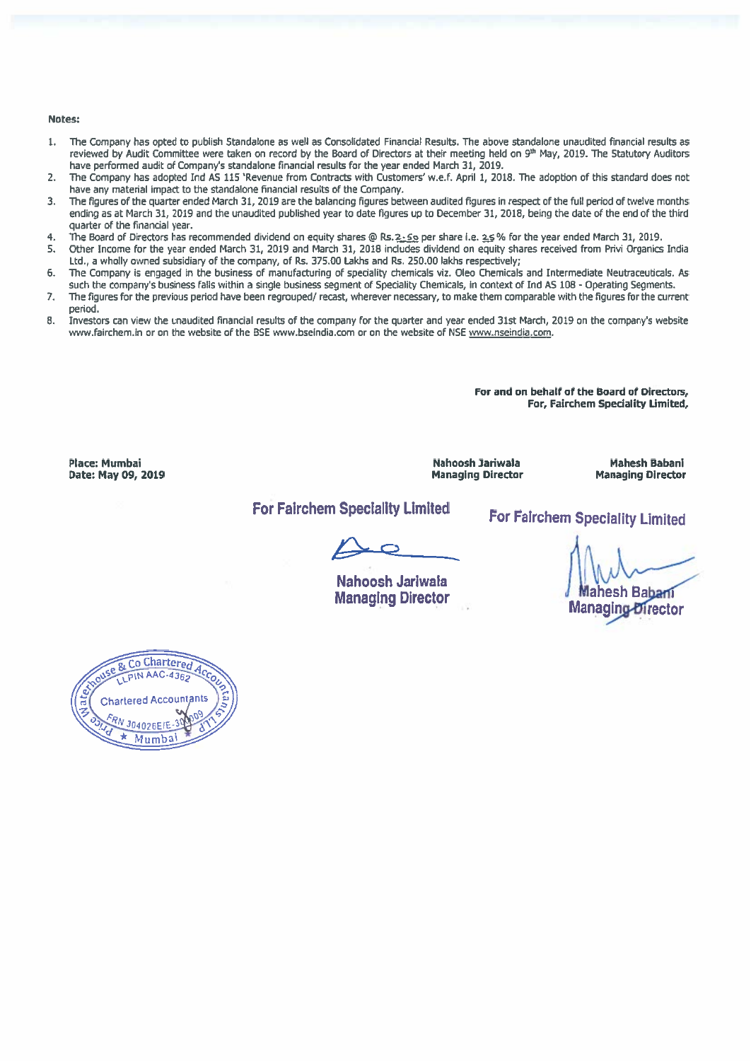**Notes:**

1. The Company has opted to publish Standalone as well as Consolidated Financial Results. The above standalone unaudited financial results as reviewed by Audit Committee were taken on record by the Board of Directors at their meeting held on 9th May, 2019. The Statutory Auditors have performed audit of Company's standalone financial results for the year ended March 31, 2019.
2. The Company has adopted Ind AS 115 'Revenue from Contracts with Customers' w.e.f. April 1, 2018. The adoption of this standard does not have any material impact to the standalone financial results of the Company.
3. The figures of the quarter ended March 31, 2019 are the balancing figures between audited figures in respect of the full period of twelve months ending as at March 31, 2019 and the unaudited published year to date figures up to December 31, 2018, being the date of the end of the third quarter of the financial year.
4. The Board of Directors has recommended dividend on equity shares @ Rs. 2.50 per share i.e. 25% for the year ended March 31, 2019.
5. Other Income for the year ended March 31, 2019 and March 31, 2018 includes dividend on equity shares received from Privi Organics India Ltd., a wholly owned subsidiary of the company, of Rs. 375.00 Lakhs and Rs. 250.00 lakhs respectively;
6. The Company is engaged in the business of manufacturing of speciality chemicals viz. Oleo Chemicals and Intermediate Neutraceuticals. As such the company's business falls within a single business segment of Speciality Chemicals, in context of Ind AS 108 - Operating Segments.
7. The figures for the previous period have been regrouped/ recast, wherever necessary, to make them comparable with the figures for the current period.
8. Investors can view the unaudited financial results of the company for the quarter and year ended 31st March, 2019 on the company's website www.fairchem.in or on the website of the BSE www.bseindia.com or on the website of NSE www.nseindia.com.

**For and on behalf of the Board of Directors,**
**For, Fairchem Speciality Limited,**

**Place: Mumbai**
**Date: May 09, 2019**

| Nahoosh Jariwala | Mahesh Babani |
|---|---|
| Managing Director | Managing Director |

For Fairchem Speciality Limited
Nahoosh Jariwala
Managing Director

For Fairchem Speciality Limited
Mahesh Babani
Managing Director

Price Waterhouse & Co Chartered Accountants LLP
LLPIN AAC-4362
Chartered Accountants
FRN 304026E/E-300009
Mumbai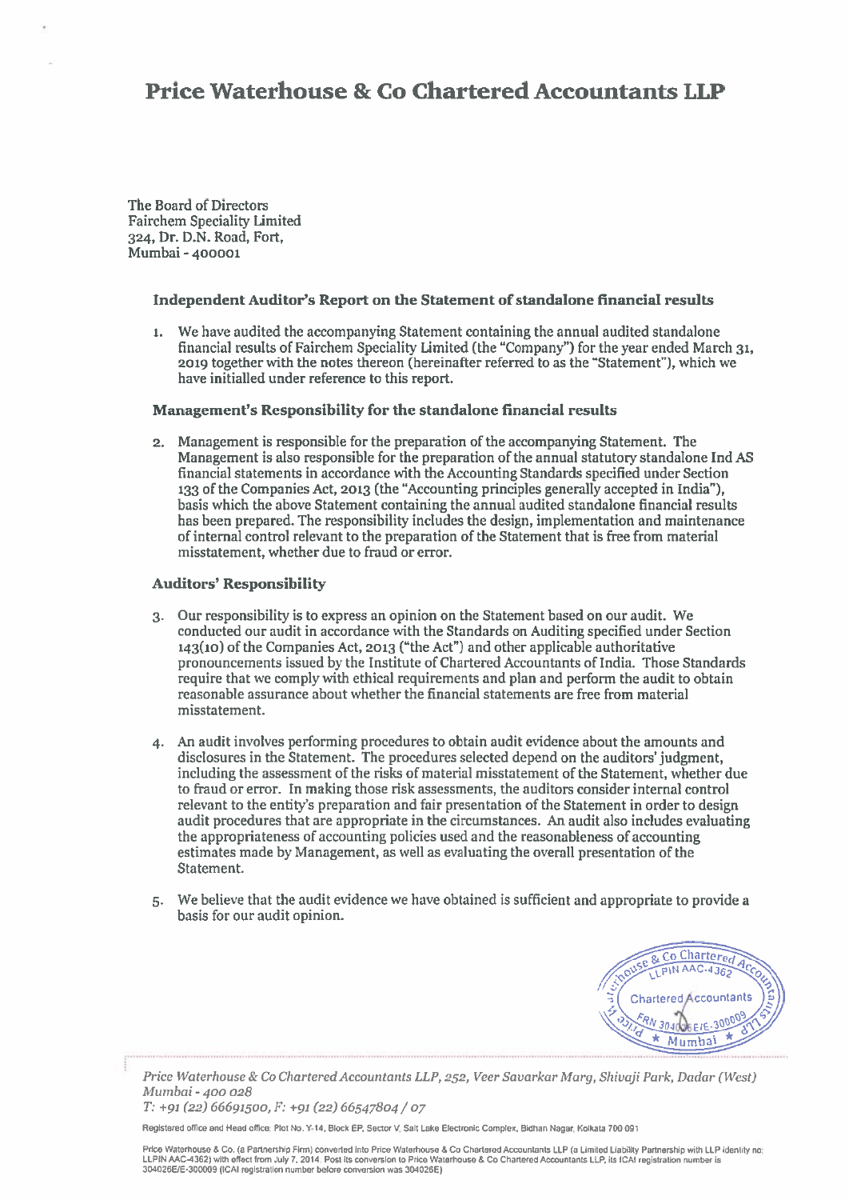# Price Waterhouse & Co Chartered Accountants LLP

The Board of Directors
Fairchem Speciality Limited
324, Dr. D.N. Road, Fort,
Mumbai - 400001

### Independent Auditor's Report on the Statement of standalone financial results

1. We have audited the accompanying Statement containing the annual audited standalone financial results of Fairchem Speciality Limited (the "Company") for the year ended March 31, 2019 together with the notes thereon (hereinafter referred to as the "Statement"), which we have initialled under reference to this report.

### Management's Responsibility for the standalone financial results

2. Management is responsible for the preparation of the accompanying Statement. The Management is also responsible for the preparation of the annual statutory standalone Ind AS financial statements in accordance with the Accounting Standards specified under Section 133 of the Companies Act, 2013 (the "Accounting principles generally accepted in India"), basis which the above Statement containing the annual audited standalone financial results has been prepared. The responsibility includes the design, implementation and maintenance of internal control relevant to the preparation of the Statement that is free from material misstatement, whether due to fraud or error.

### Auditors' Responsibility

3. Our responsibility is to express an opinion on the Statement based on our audit. We conducted our audit in accordance with the Standards on Auditing specified under Section 143(10) of the Companies Act, 2013 ("the Act") and other applicable authoritative pronouncements issued by the Institute of Chartered Accountants of India. Those Standards require that we comply with ethical requirements and plan and perform the audit to obtain reasonable assurance about whether the financial statements are free from material misstatement.

4. An audit involves performing procedures to obtain audit evidence about the amounts and disclosures in the Statement. The procedures selected depend on the auditors' judgment, including the assessment of the risks of material misstatement of the Statement, whether due to fraud or error. In making those risk assessments, the auditors consider internal control relevant to the entity's preparation and fair presentation of the Statement in order to design audit procedures that are appropriate in the circumstances. An audit also includes evaluating the appropriateness of accounting policies used and the reasonableness of accounting estimates made by Management, as well as evaluating the overall presentation of the Statement.

5. We believe that the audit evidence we have obtained is sufficient and appropriate to provide a basis for our audit opinion.

*Price Waterhouse & Co Chartered Accountants LLP, 252, Veer Savarkar Marg, Shivaji Park, Dadar (West) Mumbai - 400 028*
*T: +91 (22) 66691500, F: +91 (22) 66547804 / 07*

Registered office and Head office: Plot No. Y-14, Block EP, Sector V, Salt Lake Electronic Complex, Bidhan Nagar, Kolkata 700 091

Price Waterhouse & Co. (a Partnership Firm) converted into Price Waterhouse & Co Chartered Accountants LLP (a Limited Liability Partnership with LLP identity no: LLPIN AAC-4362) with effect from July 7, 2014. Post its conversion to Price Waterhouse & Co Chartered Accountants LLP, its ICAI registration number is 304026E/E-300009 (ICAI registration number before conversion was 304026E)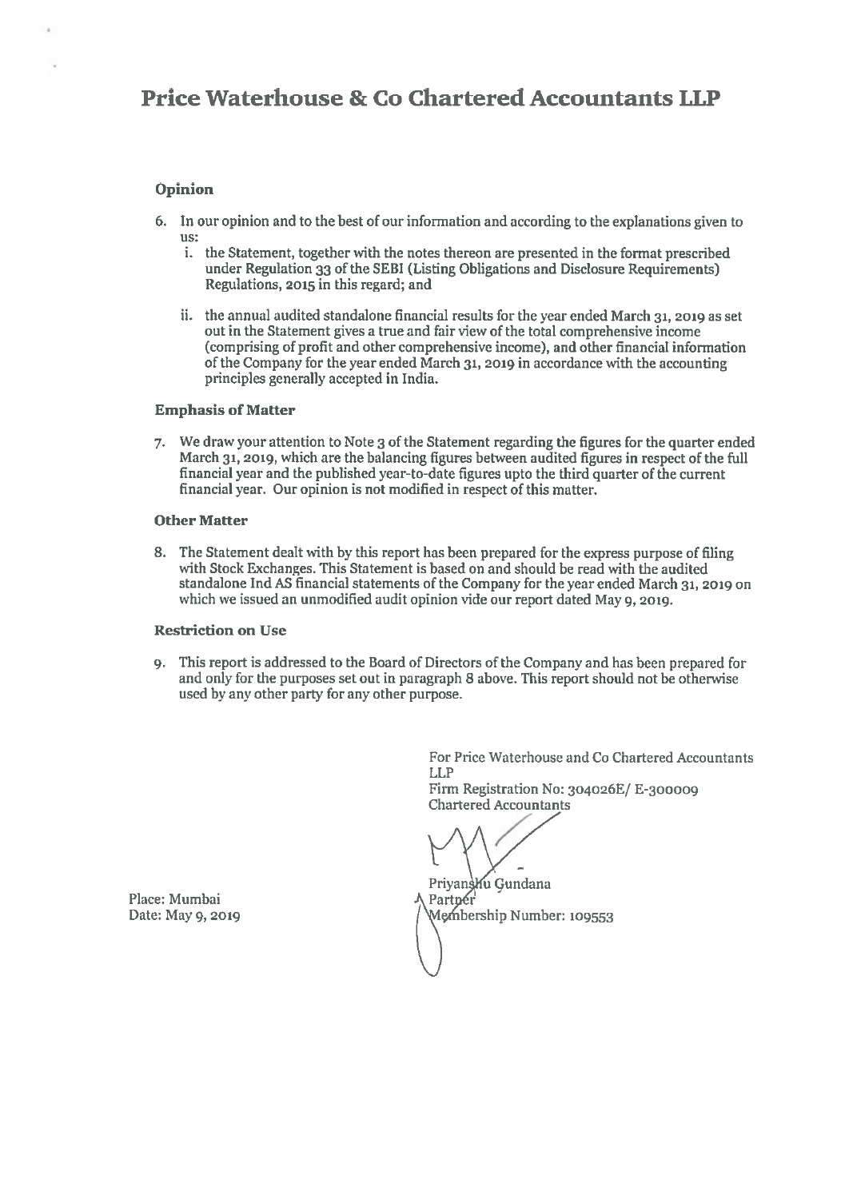# Price Waterhouse & Co Chartered Accountants LLP

### Opinion

6. In our opinion and to the best of our information and according to the explanations given to us:
   i. the Statement, together with the notes thereon are presented in the format prescribed under Regulation 33 of the SEBI (Listing Obligations and Disclosure Requirements) Regulations, 2015 in this regard; and

   ii. the annual audited standalone financial results for the year ended March 31, 2019 as set out in the Statement gives a true and fair view of the total comprehensive income (comprising of profit and other comprehensive income), and other financial information of the Company for the year ended March 31, 2019 in accordance with the accounting principles generally accepted in India.

### Emphasis of Matter

7. We draw your attention to Note 3 of the Statement regarding the figures for the quarter ended March 31, 2019, which are the balancing figures between audited figures in respect of the full financial year and the published year-to-date figures upto the third quarter of the current financial year. Our opinion is not modified in respect of this matter.

### Other Matter

8. The Statement dealt with by this report has been prepared for the express purpose of filing with Stock Exchanges. This Statement is based on and should be read with the audited standalone Ind AS financial statements of the Company for the year ended March 31, 2019 on which we issued an unmodified audit opinion vide our report dated May 9, 2019.

### Restriction on Use

9. This report is addressed to the Board of Directors of the Company and has been prepared for and only for the purposes set out in paragraph 8 above. This report should not be otherwise used by any other party for any other purpose.

For Price Waterhouse and Co Chartered Accountants LLP
Firm Registration No: 304026E/ E-300009
Chartered Accountants

Priyanshu Gundana
Partner
Membership Number: 109553

Place: Mumbai
Date: May 9, 2019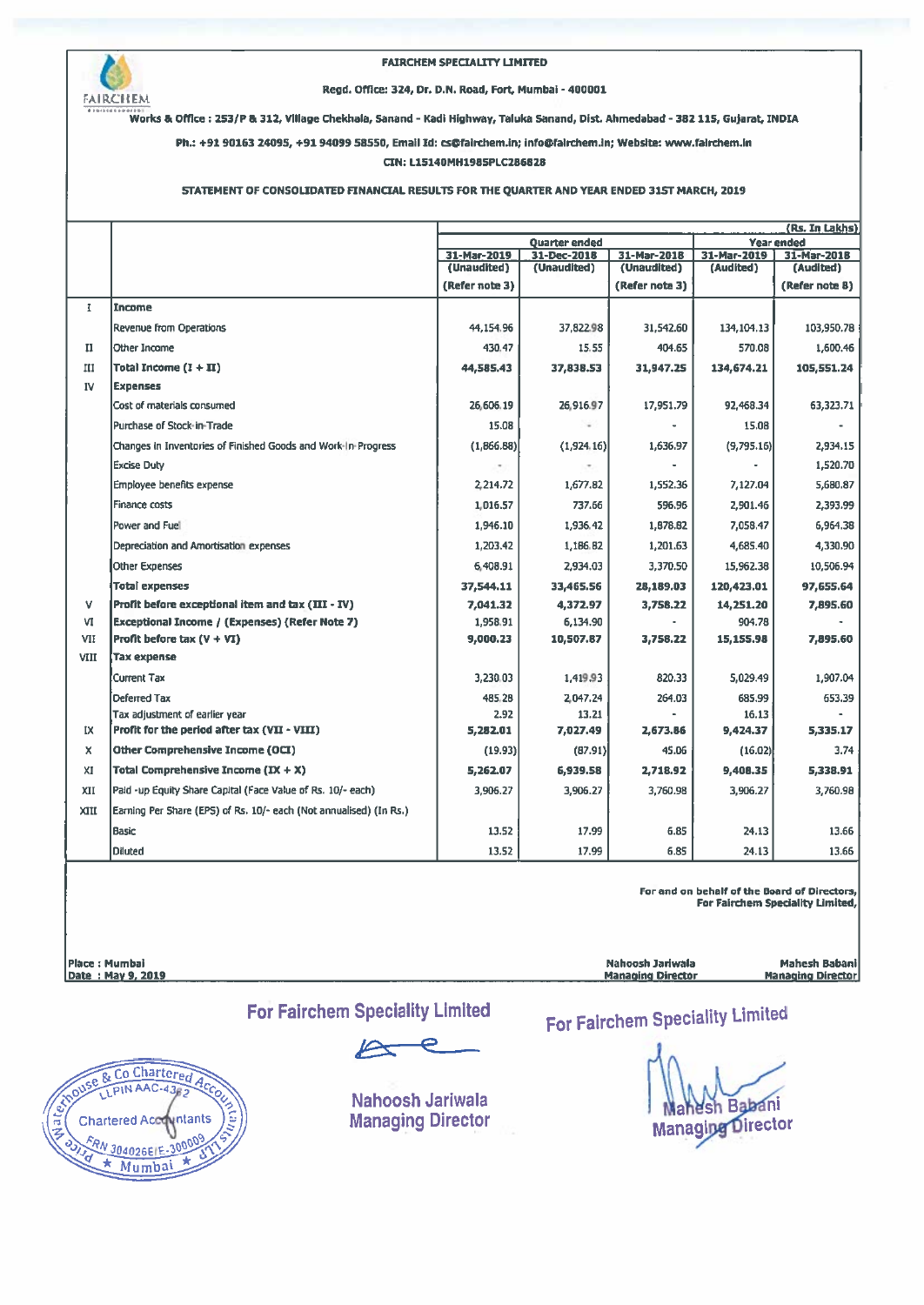**FAIRCHEM SPECIALITY LIMITED**

**Regd. Office: 324, Dr. D.N. Road, Fort, Mumbai - 400001**

**Works & Office : 253/P & 312, Village Chekhala, Sanand - Kadi Highway, Taluka Sanand, Dist. Ahmedabad - 382 115, Gujarat, INDIA**

**Ph.: +91 90163 24095, +91 94099 58550, Email Id: cs@fairchem.in; info@fairchem.in; Website: www.fairchem.in**

**CIN: L15140MH1985PLC286828**

**STATEMENT OF CONSOLIDATED FINANCIAL RESULTS FOR THE QUARTER AND YEAR ENDED 31ST MARCH, 2019**

(Rs. In Lakhs)

| | | Quarter ended | | | Year ended | |
|---|---|---|---|---|---|---|
| | | 31-Mar-2019 (Unaudited) (Refer note 3) | 31-Dec-2018 (Unaudited) | 31-Mar-2018 (Unaudited) (Refer note 3) | 31-Mar-2019 (Audited) | 31-Mar-2018 (Audited) (Refer note 8) |
| I | **Income** | | | | | |
| | Revenue from Operations | 44,154.96 | 37,822.98 | 31,542.60 | 134,104.13 | 103,950.78 |
| II | Other Income | 430.47 | 15.55 | 404.65 | 570.08 | 1,600.46 |
| III | **Total Income (I + II)** | **44,585.43** | **37,838.53** | **31,947.25** | **134,674.21** | **105,551.24** |
| IV | **Expenses** | | | | | |
| | Cost of materials consumed | 26,606.19 | 26,916.97 | 17,951.79 | 92,468.34 | 63,323.71 |
| | Purchase of Stock-in-Trade | 15.08 | - | - | 15.08 | - |
| | Changes in Inventories of Finished Goods and Work-in-Progress | (1,866.88) | (1,924.16) | 1,636.97 | (9,795.16) | 2,934.15 |
| | Excise Duty | - | - | - | - | 1,520.70 |
| | Employee benefits expense | 2,214.72 | 1,677.82 | 1,552.36 | 7,127.04 | 5,680.87 |
| | Finance costs | 1,016.57 | 737.66 | 596.96 | 2,901.46 | 2,393.99 |
| | Power and Fuel | 1,946.10 | 1,936.42 | 1,878.82 | 7,058.47 | 6,964.38 |
| | Depreciation and Amortisation expenses | 1,203.42 | 1,186.82 | 1,201.63 | 4,685.40 | 4,330.90 |
| | Other Expenses | 6,408.91 | 2,934.03 | 3,370.50 | 15,962.38 | 10,506.94 |
| | **Total expenses** | **37,544.11** | **33,465.56** | **28,189.03** | **120,423.01** | **97,655.64** |
| V | **Profit before exceptional item and tax (III - IV)** | **7,041.32** | **4,372.97** | **3,758.22** | **14,251.20** | **7,895.60** |
| VI | **Exceptional Income / (Expenses) (Refer Note 7)** | 1,958.91 | 6,134.90 | - | 904.78 | - |
| VII | **Profit before tax (V + VI)** | **9,000.23** | **10,507.87** | **3,758.22** | **15,155.98** | **7,895.60** |
| VIII | **Tax expense** | | | | | |
| | Current Tax | 3,230.03 | 1,419.93 | 820.33 | 5,029.49 | 1,907.04 |
| | Deferred Tax | 485.28 | 2,047.24 | 264.03 | 685.99 | 653.39 |
| | Tax adjustment of earlier year | 2.92 | 13.21 | - | 16.13 | - |
| IX | **Profit for the period after tax (VII - VIII)** | **5,282.01** | **7,027.49** | **2,673.86** | **9,424.37** | **5,335.17** |
| X | **Other Comprehensive Income (OCI)** | (19.93) | (87.91) | 45.06 | (16.02) | 3.74 |
| XI | **Total Comprehensive Income (IX + X)** | **5,262.07** | **6,939.58** | **2,718.92** | **9,408.35** | **5,338.91** |
| XII | Paid -up Equity Share Capital (Face Value of Rs. 10/- each) | 3,906.27 | 3,906.27 | 3,760.98 | 3,906.27 | 3,760.98 |
| XIII | Earning Per Share (EPS) of Rs. 10/- each (Not annualised) (In Rs.) | | | | | |
| | Basic | 13.52 | 17.99 | 6.85 | 24.13 | 13.66 |
| | Diluted | 13.52 | 17.99 | 6.85 | 24.13 | 13.66 |

**For and on behalf of the Board of Directors,**
**For Fairchem Speciality Limited,**

**Place : Mumbai**
**Date : May 9, 2019**

**Nahoosh Jariwala**
**Managing Director**

**Mahesh Babani**
**Managing Director**

For Fairchem Speciality Limited

Nahoosh Jariwala
Managing Director

For Fairchem Speciality Limited

Mahesh Babani
Managing Director

Waterhouse & Co Chartered Accountants LLP, LLPIN AAC-4362, Chartered Accountants, FRN 304026E/E-300009, Mumbai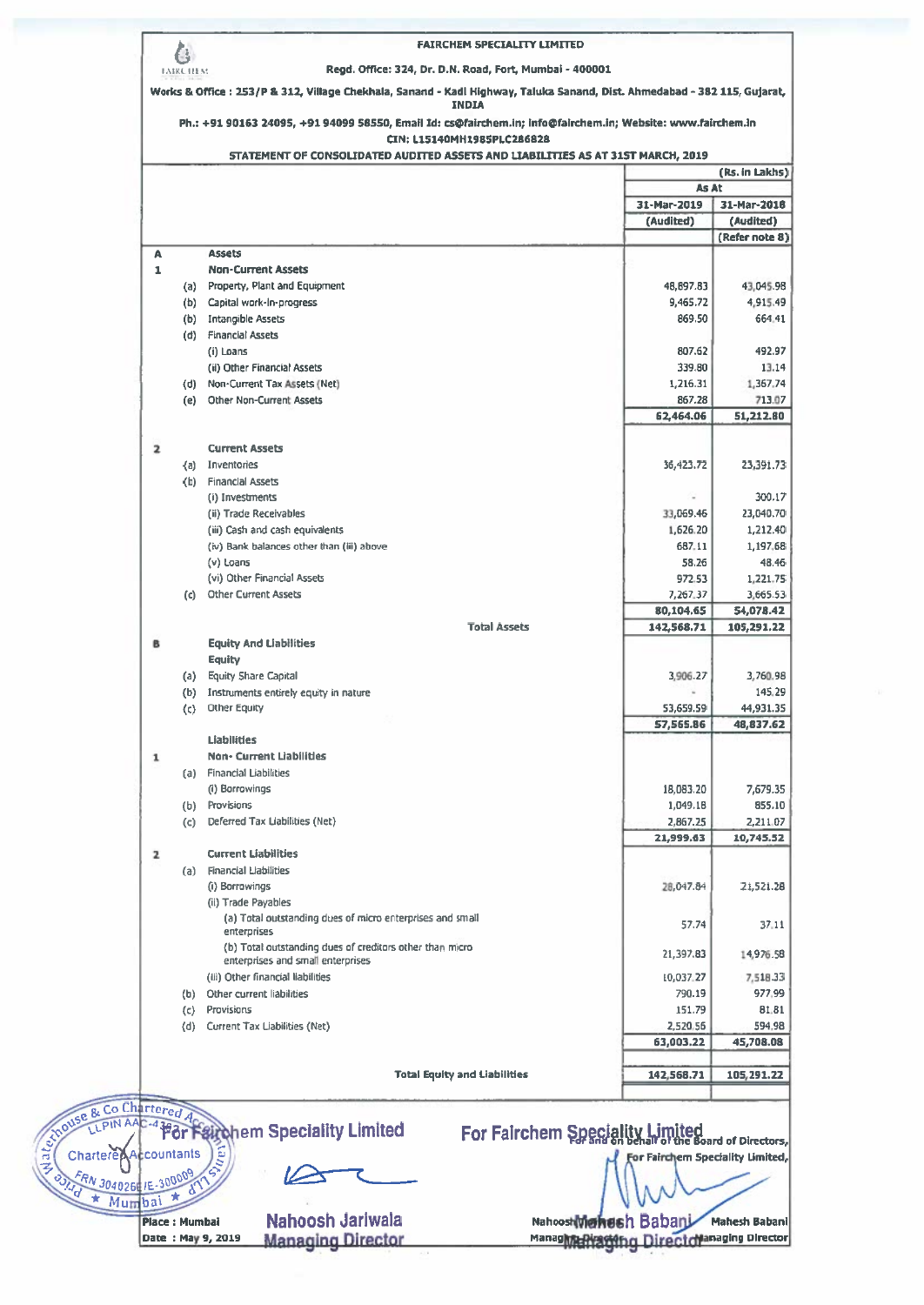**FAIRCHEM SPECIALITY LIMITED**

**Regd. Office: 324, Dr. D.N. Road, Fort, Mumbai - 400001**

**Works & Office : 253/P & 312, Village Chekhala, Sanand - Kadi Highway, Taluka Sanand, Dist. Ahmedabad - 382 115, Gujarat, INDIA**

**Ph.: +91 90163 24095, +91 94099 58550, Email Id: cs@fairchem.in; info@fairchem.in; Website: www.fairchem.in**

**CIN: L15140MH1985PLC286828**

**STATEMENT OF CONSOLIDATED AUDITED ASSETS AND LIABILITIES AS AT 31ST MARCH, 2019**

| | | | (Rs. in Lakhs) | |
|---|---|---|---|---|
| | | | As At | |
| | | | 31-Mar-2019 | 31-Mar-2018 |
| | | | (Audited) | (Audited) |
| | | | | (Refer note 8) |
| A | | **Assets** | | |
| 1 | | **Non-Current Assets** | | |
| | (a) | Property, Plant and Equipment | 48,897.83 | 43,045.98 |
| | (b) | Capital work-in-progress | 9,465.72 | 4,915.49 |
| | (b) | Intangible Assets | 869.50 | 664.41 |
| | (d) | Financial Assets | | |
| | | (i) Loans | 807.62 | 492.97 |
| | | (ii) Other Financial Assets | 339.80 | 13.14 |
| | (d) | Non-Current Tax Assets (Net) | 1,216.31 | 1,367.74 |
| | (e) | Other Non-Current Assets | 867.28 | 713.07 |
| | | | **62,464.06** | **51,212.80** |
| 2 | | **Current Assets** | | |
| | (a) | Inventories | 36,423.72 | 23,391.73 |
| | (b) | Financial Assets | | |
| | | (i) Investments | - | 300.17 |
| | | (ii) Trade Receivables | 33,069.46 | 23,040.70 |
| | | (iii) Cash and cash equivalents | 1,626.20 | 1,212.40 |
| | | (iv) Bank balances other than (iii) above | 687.11 | 1,197.68 |
| | | (v) Loans | 58.26 | 48.46 |
| | | (vi) Other Financial Assets | 972.53 | 1,221.75 |
| | (c) | Other Current Assets | 7,267.37 | 3,665.53 |
| | | | **80,104.65** | **54,078.42** |
| | | **Total Assets** | **142,568.71** | **105,291.22** |
| B | | **Equity And Liabilities** | | |
| | | **Equity** | | |
| | (a) | Equity Share Capital | 3,906.27 | 3,760.98 |
| | (b) | Instruments entirely equity in nature | - | 145.29 |
| | (c) | Other Equity | 53,659.59 | 44,931.35 |
| | | | **57,565.86** | **48,837.62** |
| | | **Liabilities** | | |
| 1 | | **Non- Current Liabilities** | | |
| | (a) | Financial Liabilities | | |
| | | (i) Borrowings | 18,083.20 | 7,679.35 |
| | (b) | Provisions | 1,049.18 | 855.10 |
| | (c) | Deferred Tax Liabilities (Net) | 2,867.25 | 2,211.07 |
| | | | **21,999.63** | **10,745.52** |
| 2 | | **Current Liabilities** | | |
| | (a) | Financial Liabilities | | |
| | | (i) Borrowings | 28,047.84 | 21,521.28 |
| | | (ii) Trade Payables | | |
| | | (a) Total outstanding dues of micro enterprises and small enterprises | 57.74 | 37.11 |
| | | (b) Total outstanding dues of creditors other than micro enterprises and small enterprises | 21,397.83 | 14,976.58 |
| | | (iii) Other financial liabilities | 10,037.27 | 7,518.33 |
| | (b) | Other current liabilities | 790.19 | 977.99 |
| | (c) | Provisions | 151.79 | 81.81 |
| | (d) | Current Tax Liabilities (Net) | 2,520.56 | 594.98 |
| | | | **63,003.22** | **45,708.08** |
| | | **Total Equity and Liabilities** | **142,568.71** | **105,291.22** |

For and on behalf of the Board of Directors,
For Fairchem Speciality Limited,

Mahesh Babani
Managing Director

Place : Mumbai
Date : May 9, 2019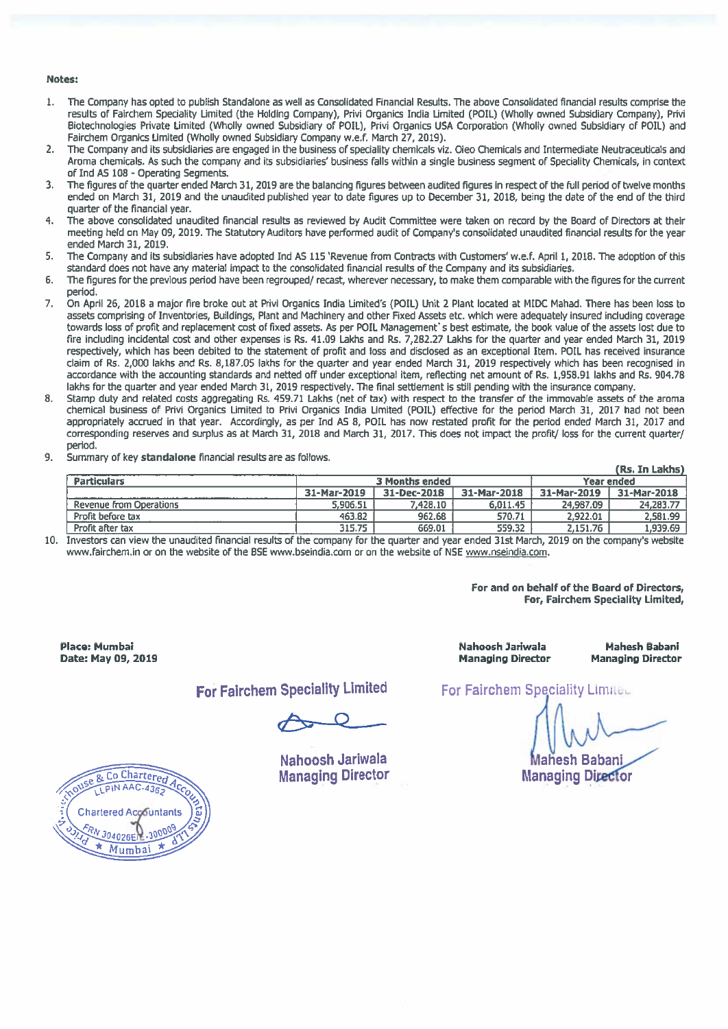**Notes:**

1. The Company has opted to publish Standalone as well as Consolidated Financial Results. The above Consolidated financial results comprise the results of Fairchem Speciality Limited (the Holding Company), Privi Organics India Limited (POIL) (Wholly owned Subsidiary Company), Privi Biotechnologies Private Limited (Wholly owned Subsidiary of POIL), Privi Organics USA Corporation (Wholly owned Subsidiary of POIL) and Fairchem Organics Limited (Wholly owned Subsidiary Company w.e.f. March 27, 2019).
2. The Company and its subsidiaries are engaged in the business of speciality chemicals viz. Oleo Chemicals and Intermediate Neutraceuticals and Aroma chemicals. As such the company and its subsidiaries' business falls within a single business segment of Speciality Chemicals, in context of Ind AS 108 - Operating Segments.
3. The figures of the quarter ended March 31, 2019 are the balancing figures between audited figures in respect of the full period of twelve months ended on March 31, 2019 and the unaudited published year to date figures up to December 31, 2018, being the date of the end of the third quarter of the financial year.
4. The above consolidated unaudited financial results as reviewed by Audit Committee were taken on record by the Board of Directors at their meeting held on May 09, 2019. The Statutory Auditors have performed audit of Company's consolidated unaudited financial results for the year ended March 31, 2019.
5. The Company and its subsidiaries have adopted Ind AS 115 'Revenue from Contracts with Customers' w.e.f. April 1, 2018. The adoption of this standard does not have any material impact to the consolidated financial results of the Company and its subsidiaries.
6. The figures for the previous period have been regrouped/ recast, wherever necessary, to make them comparable with the figures for the current period.
7. On April 26, 2018 a major fire broke out at Privi Organics India Limited's (POIL) Unit 2 Plant located at MIDC Mahad. There has been loss to assets comprising of Inventories, Buildings, Plant and Machinery and other Fixed Assets etc. which were adequately insured including coverage towards loss of profit and replacement cost of fixed assets. As per POIL Management's best estimate, the book value of the assets lost due to fire including incidental cost and other expenses is Rs. 41.09 Lakhs and Rs. 7,282.27 Lakhs for the quarter and year ended March 31, 2019 respectively, which has been debited to the statement of profit and loss and disclosed as an exceptional Item. POIL has received insurance claim of Rs. 2,000 lakhs and Rs. 8,187.05 lakhs for the quarter and year ended March 31, 2019 respectively which has been recognised in accordance with the accounting standards and netted off under exceptional item, reflecting net amount of Rs. 1,958.91 lakhs and Rs. 904.78 lakhs for the quarter and year ended March 31, 2019 respectively. The final settlement is still pending with the insurance company.
8. Stamp duty and related costs aggregating Rs. 459.71 Lakhs (net of tax) with respect to the transfer of the immovable assets of the aroma chemical business of Privi Organics Limited to Privi Organics India Limited (POIL) effective for the period March 31, 2017 had not been appropriately accrued in that year. Accordingly, as per Ind AS 8, POIL has now restated profit for the period ended March 31, 2017 and corresponding reserves and surplus as at March 31, 2018 and March 31, 2017. This does not impact the profit/ loss for the current quarter/ period.
9. Summary of key **standalone** financial results are as follows.

**(Rs. In Lakhs)**

| Particulars | 3 Months ended | | | Year ended | |
|---|---|---|---|---|---|
| | 31-Mar-2019 | 31-Dec-2018 | 31-Mar-2018 | 31-Mar-2019 | 31-Mar-2018 |
| Revenue from Operations | 5,906.51 | 7,428.10 | 6,011.45 | 24,987.09 | 24,283.77 |
| Profit before tax | 463.82 | 962.68 | 570.71 | 2,922.01 | 2,581.99 |
| Profit after tax | 315.75 | 669.01 | 559.32 | 2,151.76 | 1,939.69 |

10. Investors can view the unaudited financial results of the company for the quarter and year ended 31st March, 2019 on the company's website www.fairchem.in or on the website of the BSE www.bseindia.com or on the website of NSE www.nseindia.com.

**For and on behalf of the Board of Directors,**
**For, Fairchem Speciality Limited,**

**Place: Mumbai**
**Date: May 09, 2019**

**Nahoosh Jariwala**
**Managing Director**

**Mahesh Babani**
**Managing Director**

For Fairchem Speciality Limited

Nahoosh Jariwala
Managing Director

For Fairchem Speciality Limited

Mahesh Babani
Managing Director

Price Waterhouse & Co Chartered Accountants LLP
LLPIN AAC-4362
Chartered Accountants
FRN 304026E/E-300009
Mumbai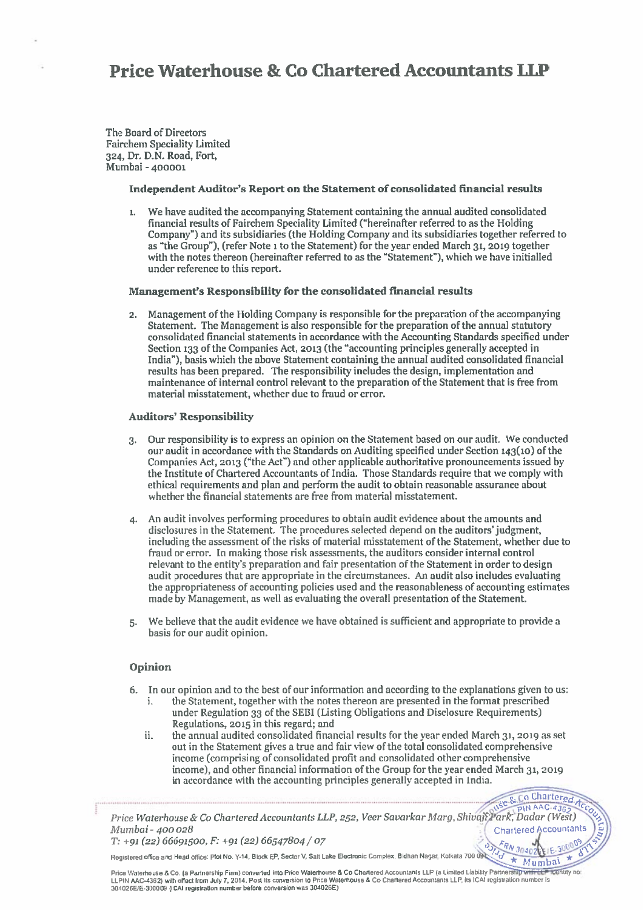# Price Waterhouse & Co Chartered Accountants LLP

The Board of Directors
Fairchem Speciality Limited
324, Dr. D.N. Road, Fort,
Mumbai - 400001

### Independent Auditor's Report on the Statement of consolidated financial results

1. We have audited the accompanying Statement containing the annual audited consolidated financial results of Fairchem Speciality Limited ("hereinafter referred to as the Holding Company") and its subsidiaries (the Holding Company and its subsidiaries together referred to as "the Group"), (refer Note 1 to the Statement) for the year ended March 31, 2019 together with the notes thereon (hereinafter referred to as the "Statement"), which we have initialled under reference to this report.

### Management's Responsibility for the consolidated financial results

2. Management of the Holding Company is responsible for the preparation of the accompanying Statement. The Management is also responsible for the preparation of the annual statutory consolidated financial statements in accordance with the Accounting Standards specified under Section 133 of the Companies Act, 2013 (the "accounting principles generally accepted in India"), basis which the above Statement containing the annual audited consolidated financial results has been prepared. The responsibility includes the design, implementation and maintenance of internal control relevant to the preparation of the Statement that is free from material misstatement, whether due to fraud or error.

### Auditors' Responsibility

3. Our responsibility is to express an opinion on the Statement based on our audit. We conducted our audit in accordance with the Standards on Auditing specified under Section 143(10) of the Companies Act, 2013 ("the Act") and other applicable authoritative pronouncements issued by the Institute of Chartered Accountants of India. Those Standards require that we comply with ethical requirements and plan and perform the audit to obtain reasonable assurance about whether the financial statements are free from material misstatement.

4. An audit involves performing procedures to obtain audit evidence about the amounts and disclosures in the Statement. The procedures selected depend on the auditors' judgment, including the assessment of the risks of material misstatement of the Statement, whether due to fraud or error. In making those risk assessments, the auditors consider internal control relevant to the entity's preparation and fair presentation of the Statement in order to design audit procedures that are appropriate in the circumstances. An audit also includes evaluating the appropriateness of accounting policies used and the reasonableness of accounting estimates made by Management, as well as evaluating the overall presentation of the Statement.

5. We believe that the audit evidence we have obtained is sufficient and appropriate to provide a basis for our audit opinion.

### Opinion

6. In our opinion and to the best of our information and according to the explanations given to us:
   i. the Statement, together with the notes thereon are presented in the format prescribed under Regulation 33 of the SEBI (Listing Obligations and Disclosure Requirements) Regulations, 2015 in this regard; and
   ii. the annual audited consolidated financial results for the year ended March 31, 2019 as set out in the Statement gives a true and fair view of the total consolidated comprehensive income (comprising of consolidated profit and consolidated other comprehensive income), and other financial information of the Group for the year ended March 31, 2019 in accordance with the accounting principles generally accepted in India.

*Price Waterhouse & Co Chartered Accountants LLP, 252, Veer Savarkar Marg, Shivaji Park, Dadar (West) Mumbai - 400 028*
*T: +91 (22) 66691500, F: +91 (22) 66547804 / 07*

Registered office and Head office: Plot No. Y-14, Block EP, Sector V, Salt Lake Electronic Complex, Bidhan Nagar, Kolkata 700 091

Price Waterhouse & Co. (a Partnership Firm) converted into Price Waterhouse & Co Chartered Accountants LLP (a Limited Liability Partnership with LLP identity no: LLPIN AAC-4362) with effect from July 7, 2014. Post its conversion to Price Waterhouse & Co Chartered Accountants LLP, its ICAI registration number is 304026E/E-300009 (ICAI registration number before conversion was 304026E)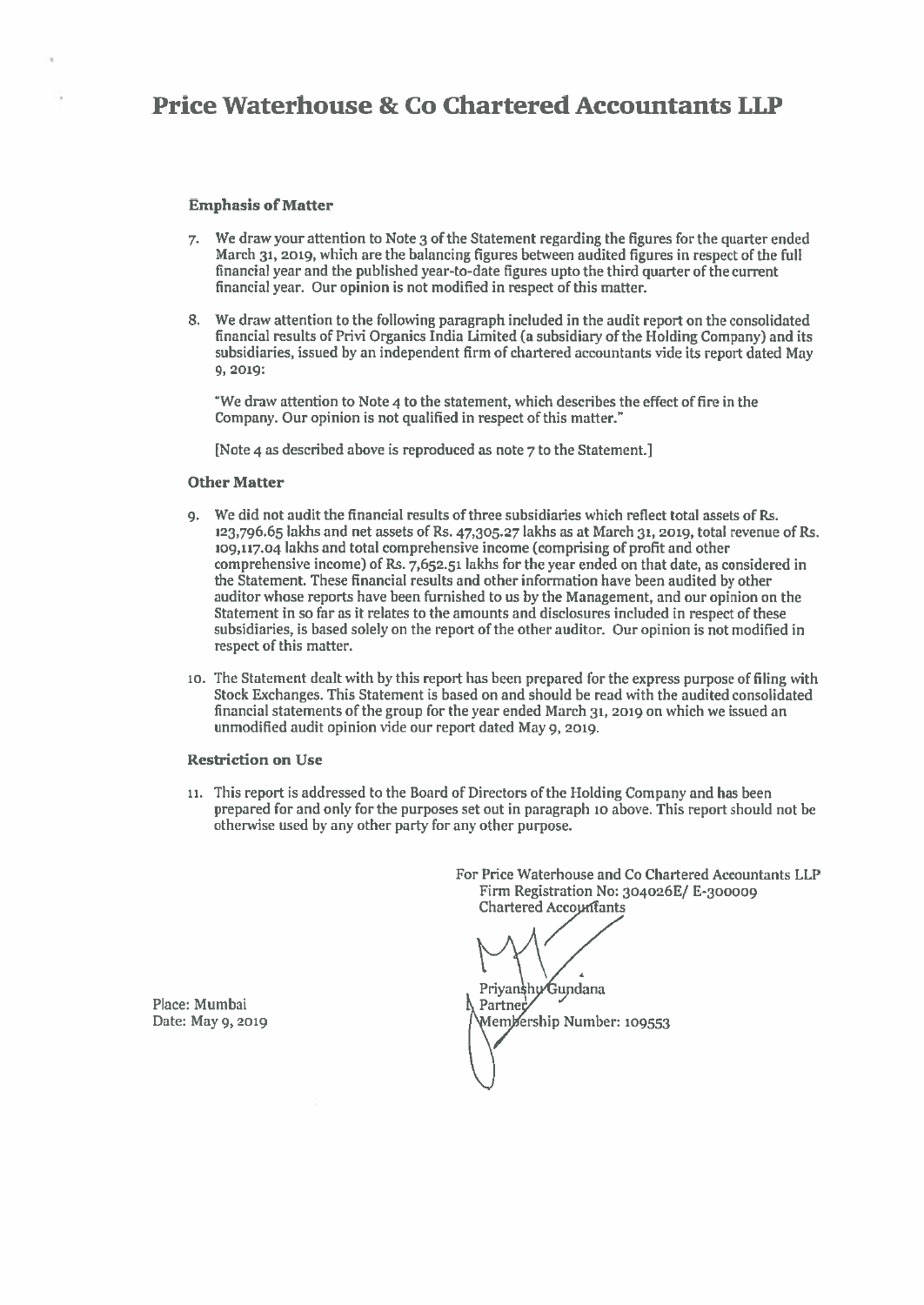# Price Waterhouse & Co Chartered Accountants LLP

### Emphasis of Matter

7. We draw your attention to Note 3 of the Statement regarding the figures for the quarter ended March 31, 2019, which are the balancing figures between audited figures in respect of the full financial year and the published year-to-date figures upto the third quarter of the current financial year. Our opinion is not modified in respect of this matter.

8. We draw attention to the following paragraph included in the audit report on the consolidated financial results of Privi Organics India Limited (a subsidiary of the Holding Company) and its subsidiaries, issued by an independent firm of chartered accountants vide its report dated May 9, 2019:

   "We draw attention to Note 4 to the statement, which describes the effect of fire in the Company. Our opinion is not qualified in respect of this matter."

   [Note 4 as described above is reproduced as note 7 to the Statement.]

### Other Matter

9. We did not audit the financial results of three subsidiaries which reflect total assets of Rs. 123,796.65 lakhs and net assets of Rs. 47,305.27 lakhs as at March 31, 2019, total revenue of Rs. 109,117.04 lakhs and total comprehensive income (comprising of profit and other comprehensive income) of Rs. 7,652.51 lakhs for the year ended on that date, as considered in the Statement. These financial results and other information have been audited by other auditor whose reports have been furnished to us by the Management, and our opinion on the Statement in so far as it relates to the amounts and disclosures included in respect of these subsidiaries, is based solely on the report of the other auditor. Our opinion is not modified in respect of this matter.

10. The Statement dealt with by this report has been prepared for the express purpose of filing with Stock Exchanges. This Statement is based on and should be read with the audited consolidated financial statements of the group for the year ended March 31, 2019 on which we issued an unmodified audit opinion vide our report dated May 9, 2019.

### Restriction on Use

11. This report is addressed to the Board of Directors of the Holding Company and has been prepared for and only for the purposes set out in paragraph 10 above. This report should not be otherwise used by any other party for any other purpose.

For Price Waterhouse and Co Chartered Accountants LLP
Firm Registration No: 304026E/ E-300009
Chartered Accountants

Priyanshu Gundana
Partner
Membership Number: 109553

Place: Mumbai
Date: May 9, 2019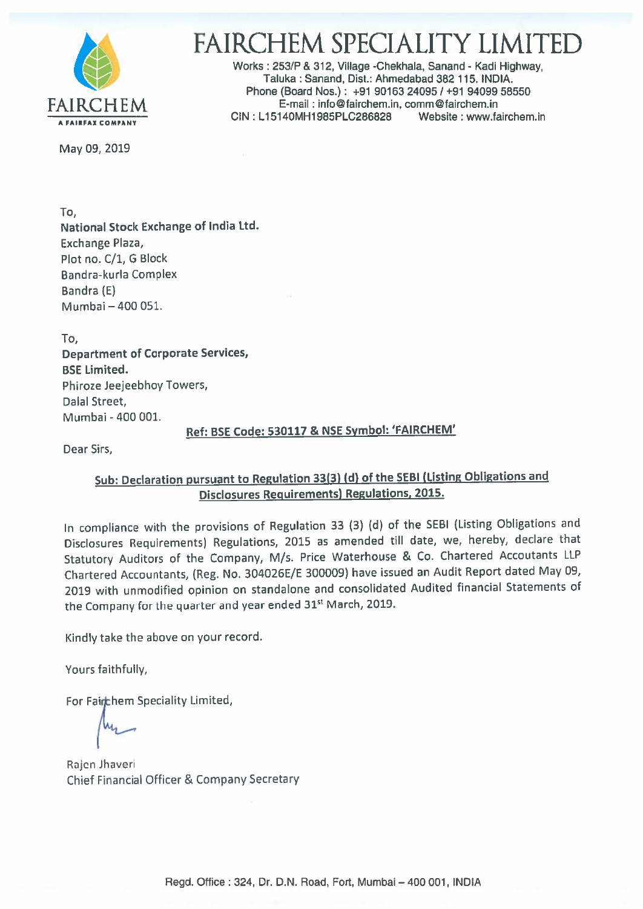# FAIRCHEM SPECIALITY LIMITED

Works : 253/P & 312, Village -Chekhala, Sanand - Kadi Highway,
Taluka : Sanand, Dist.: Ahmedabad 382 115. INDIA.
Phone (Board Nos.) : +91 90163 24095 / +91 94099 58550
E-mail : info@fairchem.in, comm@fairchem.in
CIN : L15140MH1985PLC286828 Website : www.fairchem.in

FAIRCHEM
A FAIRFAX COMPANY

May 09, 2019

To,
**National Stock Exchange of India Ltd.**
Exchange Plaza,
Plot no. C/1, G Block
Bandra-kurla Complex
Bandra (E)
Mumbai – 400 051.

To,
**Department of Corporate Services,**
**BSE Limited.**
Phiroze Jeejeebhoy Towers,
Dalal Street,
Mumbai - 400 001.

**Ref: BSE Code: 530117 & NSE Symbol: 'FAIRCHEM'**

Dear Sirs,

**Sub: Declaration pursuant to Regulation 33(3) (d) of the SEBI (Listing Obligations and Disclosures Requirements) Regulations, 2015.**

In compliance with the provisions of Regulation 33 (3) (d) of the SEBI (Listing Obligations and Disclosures Requirements) Regulations, 2015 as amended till date, we, hereby, declare that Statutory Auditors of the Company, M/s. Price Waterhouse & Co. Chartered Accountants LLP Chartered Accountants, (Reg. No. 304026E/E 300009) have issued an Audit Report dated May 09, 2019 with unmodified opinion on standalone and consolidated Audited financial Statements of the Company for the quarter and year ended 31st March, 2019.

Kindly take the above on your record.

Yours faithfully,

For Fairchem Speciality Limited,

Rajen Jhaveri
Chief Financial Officer & Company Secretary

Regd. Office : 324, Dr. D.N. Road, Fort, Mumbai – 400 001, INDIA